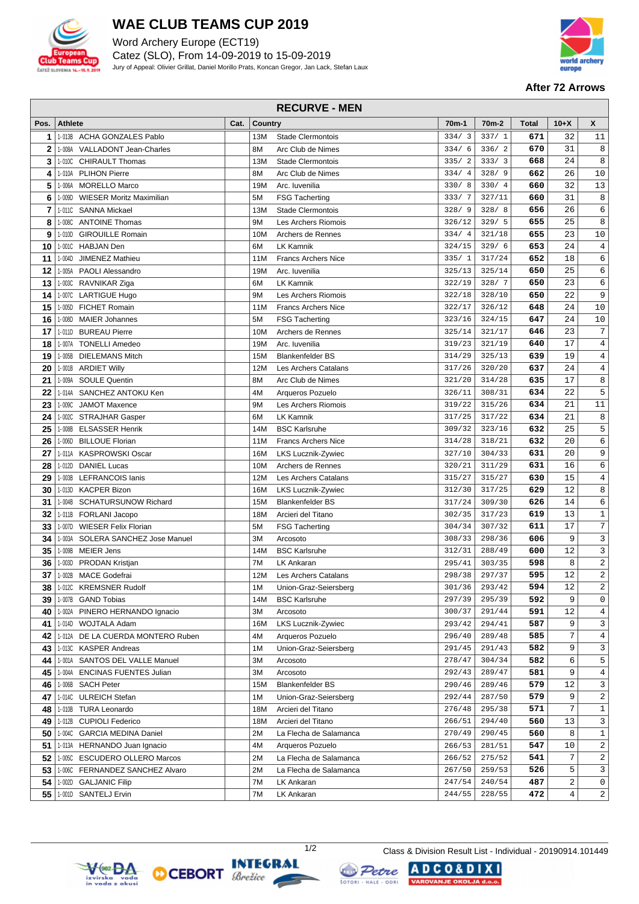# WAE CLUB TEAMS CUP 2019

Word Archery Europe (ECT19)

Catez (SLO), From 14-09-2019 to 15-09-2019

Jury of Appeal: Olivier Grillat, Daniel Morillo Prats, Koncan Gregor, Jan Lack, Stefan Laux

**After 72 Arrows**

## RECURVE - MEN

| Pos. | | Athlete | Cat. | Country | | 70m-1 | 70m-2 | Total | 10+X | X |
|---|---|---|---|---|---|---|---|---|---|---|
| 1 | 1-013B | ACHA GONZALES Pablo | | 13M | Stade Clermontois | 334/ 3 | 337/ 1 | 671 | 32 | 11 |
| 2 | 1-008A | VALLADONT Jean-Charles | | 8M | Arc Club de Nimes | 334/ 6 | 336/ 2 | 670 | 31 | 8 |
| 3 | 1-010C | CHIRAULT Thomas | | 13M | Stade Clermontois | 335/ 2 | 333/ 3 | 668 | 24 | 8 |
| 4 | 1-010A | PLIHON Pierre | | 8M | Arc Club de Nimes | 334/ 4 | 328/ 9 | 662 | 26 | 10 |
| 5 | 1-006A | MORELLO Marco | | 19M | Arc. Iuvenilia | 330/ 8 | 330/ 4 | 660 | 32 | 13 |
| 6 | 1-009D | WIESER Moritz Maximilian | | 5M | FSG Tacherting | 333/ 7 | 327/11 | 660 | 31 | 8 |
| 7 | 1-011C | SANNA Mickael | | 13M | Stade Clermontois | 328/ 9 | 328/ 8 | 656 | 26 | 6 |
| 8 | 1-008C | ANTOINE Thomas | | 9M | Les Archers Riomois | 326/12 | 329/ 5 | 655 | 25 | 8 |
| 9 | 1-010D | GIROUILLE Romain | | 10M | Archers de Rennes | 334/ 4 | 321/18 | 655 | 23 | 10 |
| 10 | 1-001C | HABJAN Den | | 6M | LK Kamnik | 324/15 | 329/ 6 | 653 | 24 | 4 |
| 11 | 1-004D | JIMENEZ Mathieu | | 11M | Francs Archers Nice | 335/ 1 | 317/24 | 652 | 18 | 6 |
| 12 | 1-005A | PAOLI Alessandro | | 19M | Arc. Iuvenilia | 325/13 | 325/14 | 650 | 25 | 6 |
| 13 | 1-003C | RAVNIKAR Ziga | | 6M | LK Kamnik | 322/19 | 328/ 7 | 650 | 23 | 6 |
| 14 | 1-007C | LARTIGUE Hugo | | 9M | Les Archers Riomois | 322/18 | 328/10 | 650 | 22 | 9 |
| 15 | 1-005D | FICHET Romain | | 11M | Francs Archers Nice | 322/17 | 326/12 | 648 | 24 | 10 |
| 16 | 1-008D | MAIER Johannes | | 5M | FSG Tacherting | 323/16 | 324/15 | 647 | 24 | 10 |
| 17 | 1-011D | BUREAU Pierre | | 10M | Archers de Rennes | 325/14 | 321/17 | 646 | 23 | 7 |
| 18 | 1-007A | TONELLI Amedeo | | 19M | Arc. Iuvenilia | 319/23 | 321/19 | 640 | 17 | 4 |
| 19 | 1-005B | DIELEMANS Mitch | | 15M | Blankenfelder BS | 314/29 | 325/13 | 639 | 19 | 4 |
| 20 | 1-001B | ARDIET Willy | | 12M | Les Archers Catalans | 317/26 | 320/20 | 637 | 24 | 4 |
| 21 | 1-009A | SOULE Quentin | | 8M | Arc Club de Nimes | 321/20 | 314/28 | 635 | 17 | 8 |
| 22 | 1-014A | SANCHEZ ANTOKU Ken | | 4M | Arqueros Pozuelo | 326/11 | 308/31 | 634 | 22 | 5 |
| 23 | 1-009C | JAMOT Maxence | | 9M | Les Archers Riomois | 319/22 | 315/26 | 634 | 21 | 11 |
| 24 | 1-002C | STRAJHAR Gasper | | 6M | LK Kamnik | 317/25 | 317/22 | 634 | 21 | 8 |
| 25 | 1-008B | ELSASSER Henrik | | 14M | BSC Karlsruhe | 309/32 | 323/16 | 632 | 25 | 5 |
| 26 | 1-006D | BILLOUE Florian | | 11M | Francs Archers Nice | 314/28 | 318/21 | 632 | 20 | 6 |
| 27 | 1-011A | KASPROWSKI Oscar | | 16M | LKS Lucznik-Zywiec | 327/10 | 304/33 | 631 | 20 | 9 |
| 28 | 1-012D | DANIEL Lucas | | 10M | Archers de Rennes | 320/21 | 311/29 | 631 | 16 | 6 |
| 29 | 1-003B | LEFRANCOIS Ianis | | 12M | Les Archers Catalans | 315/27 | 315/27 | 630 | 15 | 4 |
| 30 | 1-013D | KACPER Bizon | | 16M | LKS Lucznik-Zywiec | 312/30 | 317/25 | 629 | 12 | 8 |
| 31 | 1-004B | SCHATURSUNOW Richard | | 15M | Blankenfelder BS | 317/24 | 309/30 | 626 | 14 | 6 |
| 32 | 1-011B | FORLANI Jacopo | | 18M | Arcieri del Titano | 302/35 | 317/23 | 619 | 13 | 1 |
| 33 | 1-007D | WIESER Felix Florian | | 5M | FSG Tacherting | 304/34 | 307/32 | 611 | 17 | 7 |
| 34 | 1-003A | SOLERA SANCHEZ Jose Manuel | | 3M | Arcosoto | 308/33 | 298/36 | 606 | 9 | 3 |
| 35 | 1-009B | MEIER Jens | | 14M | BSC Karlsruhe | 312/31 | 288/49 | 600 | 12 | 3 |
| 36 | 1-003D | PRODAN Kristjan | | 7M | LK Ankaran | 295/41 | 303/35 | 598 | 8 | 2 |
| 37 | 1-002B | MACE Godefrai | | 12M | Les Archers Catalans | 298/38 | 297/37 | 595 | 12 | 2 |
| 38 | 1-012C | KREMSNER Rudolf | | 1M | Union-Graz-Seiersberg | 301/36 | 293/42 | 594 | 12 | 2 |
| 39 | 1-007B | GAND Tobias | | 14M | BSC Karlsruhe | 297/39 | 295/39 | 592 | 9 | 0 |
| 40 | 1-002A | PINERO HERNANDO Ignacio | | 3M | Arcosoto | 300/37 | 291/44 | 591 | 12 | 4 |
| 41 | 1-014D | WOJTALA Adam | | 16M | LKS Lucznik-Zywiec | 293/42 | 294/41 | 587 | 9 | 3 |
| 42 | 1-012A | DE LA CUERDA MONTERO Ruben | | 4M | Arqueros Pozuelo | 296/40 | 289/48 | 585 | 7 | 4 |
| 43 | 1-013C | KASPER Andreas | | 1M | Union-Graz-Seiersberg | 291/45 | 291/43 | 582 | 9 | 3 |
| 44 | 1-001A | SANTOS DEL VALLE Manuel | | 3M | Arcosoto | 278/47 | 304/34 | 582 | 6 | 5 |
| 45 | 1-004A | ENCINAS FUENTES Julian | | 3M | Arcosoto | 292/43 | 289/47 | 581 | 9 | 4 |
| 46 | 1-006B | SACH Peter | | 15M | Blankenfelder BS | 290/46 | 289/46 | 579 | 12 | 3 |
| 47 | 1-014C | ULREICH Stefan | | 1M | Union-Graz-Seiersberg | 292/44 | 287/50 | 579 | 9 | 2 |
| 48 | 1-010B | TURA Leonardo | | 18M | Arcieri del Titano | 276/48 | 295/38 | 571 | 7 | 1 |
| 49 | 1-012B | CUPIOLI Federico | | 18M | Arcieri del Titano | 266/51 | 294/40 | 560 | 13 | 3 |
| 50 | 1-004C | GARCIA MEDINA Daniel | | 2M | La Flecha de Salamanca | 270/49 | 290/45 | 560 | 8 | 1 |
| 51 | 1-013A | HERNANDO Juan Ignacio | | 4M | Arqueros Pozuelo | 266/53 | 281/51 | 547 | 10 | 2 |
| 52 | 1-005C | ESCUDERO OLLERO Marcos | | 2M | La Flecha de Salamanca | 266/52 | 275/52 | 541 | 7 | 2 |
| 53 | 1-006C | FERNANDEZ SANCHEZ Alvaro | | 2M | La Flecha de Salamanca | 267/50 | 259/53 | 526 | 5 | 3 |
| 54 | 1-002D | GALJANIC Filip | | 7M | LK Ankaran | 247/54 | 240/54 | 487 | 2 | 0 |
| 55 | 1-001D | SANTELJ Ervin | | 7M | LK Ankaran | 244/55 | 228/55 | 472 | 4 | 2 |

Class & Division Result List - Individual - 20190914.101449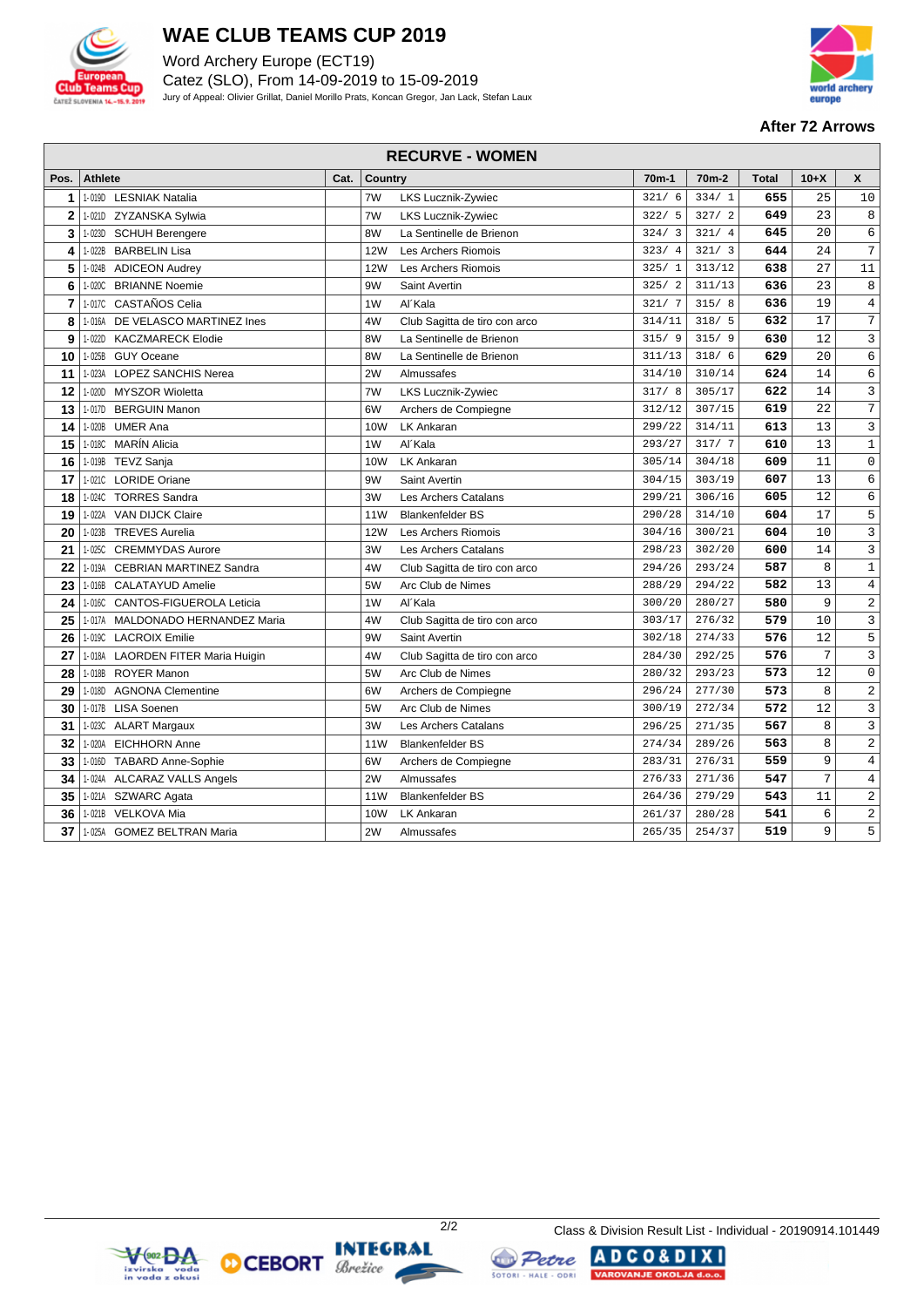# WAE CLUB TEAMS CUP 2019

Word Archery Europe (ECT19)
Catez (SLO), From 14-09-2019 to 15-09-2019
Jury of Appeal: Olivier Grillat, Daniel Morillo Prats, Koncan Gregor, Jan Lack, Stefan Laux

**After 72 Arrows**

## RECURVE - WOMEN

| Pos. | Athlete | | Cat. | Country | | 70m-1 | 70m-2 | Total | 10+X | X |
|---|---|---|---|---|---|---|---|---|---|---|
| 1 | 1-019D | LESNIAK Natalia | | 7W | LKS Lucznik-Zywiec | 321/ 6 | 334/ 1 | 655 | 25 | 10 |
| 2 | 1-021D | ZYZANSKA Sylwia | | 7W | LKS Lucznik-Zywiec | 322/ 5 | 327/ 2 | 649 | 23 | 8 |
| 3 | 1-023D | SCHUH Berengere | | 8W | La Sentinelle de Brienon | 324/ 3 | 321/ 4 | 645 | 20 | 6 |
| 4 | 1-022B | BARBELIN Lisa | | 12W | Les Archers Riomois | 323/ 4 | 321/ 3 | 644 | 24 | 7 |
| 5 | 1-024B | ADICEON Audrey | | 12W | Les Archers Riomois | 325/ 1 | 313/12 | 638 | 27 | 11 |
| 6 | 1-020C | BRIANNE Noemie | | 9W | Saint Avertin | 325/ 2 | 311/13 | 636 | 23 | 8 |
| 7 | 1-017C | CASTAÑOS Celia | | 1W | Al´Kala | 321/ 7 | 315/ 8 | 636 | 19 | 4 |
| 8 | 1-016A | DE VELASCO MARTINEZ Ines | | 4W | Club Sagitta de tiro con arco | 314/11 | 318/ 5 | 632 | 17 | 7 |
| 9 | 1-022D | KACZMARECK Elodie | | 8W | La Sentinelle de Brienon | 315/ 9 | 315/ 9 | 630 | 12 | 3 |
| 10 | 1-025B | GUY Oceane | | 8W | La Sentinelle de Brienon | 311/13 | 318/ 6 | 629 | 20 | 6 |
| 11 | 1-023A | LOPEZ SANCHIS Nerea | | 2W | Almussafes | 314/10 | 310/14 | 624 | 14 | 6 |
| 12 | 1-020D | MYSZOR Wioletta | | 7W | LKS Lucznik-Zywiec | 317/ 8 | 305/17 | 622 | 14 | 3 |
| 13 | 1-017D | BERGUIN Manon | | 6W | Archers de Compiegne | 312/12 | 307/15 | 619 | 22 | 7 |
| 14 | 1-020B | UMER Ana | | 10W | LK Ankaran | 299/22 | 314/11 | 613 | 13 | 3 |
| 15 | 1-018C | MARÍN Alicia | | 1W | Al´Kala | 293/27 | 317/ 7 | 610 | 13 | 1 |
| 16 | 1-019B | TEVZ Sanja | | 10W | LK Ankaran | 305/14 | 304/18 | 609 | 11 | 0 |
| 17 | 1-021C | LORIDE Oriane | | 9W | Saint Avertin | 304/15 | 303/19 | 607 | 13 | 6 |
| 18 | 1-024C | TORRES Sandra | | 3W | Les Archers Catalans | 299/21 | 306/16 | 605 | 12 | 6 |
| 19 | 1-022A | VAN DIJCK Claire | | 11W | Blankenfelder BS | 290/28 | 314/10 | 604 | 17 | 5 |
| 20 | 1-023B | TREVES Aurelia | | 12W | Les Archers Riomois | 304/16 | 300/21 | 604 | 10 | 3 |
| 21 | 1-025C | CREMMYDAS Aurore | | 3W | Les Archers Catalans | 298/23 | 302/20 | 600 | 14 | 3 |
| 22 | 1-019A | CEBRIAN MARTINEZ Sandra | | 4W | Club Sagitta de tiro con arco | 294/26 | 293/24 | 587 | 8 | 1 |
| 23 | 1-016B | CALATAYUD Amelie | | 5W | Arc Club de Nimes | 288/29 | 294/22 | 582 | 13 | 4 |
| 24 | 1-016C | CANTOS-FIGUEROLA Leticia | | 1W | Al´Kala | 300/20 | 280/27 | 580 | 9 | 2 |
| 25 | 1-017A | MALDONADO HERNANDEZ Maria | | 4W | Club Sagitta de tiro con arco | 303/17 | 276/32 | 579 | 10 | 3 |
| 26 | 1-019C | LACROIX Emilie | | 9W | Saint Avertin | 302/18 | 274/33 | 576 | 12 | 5 |
| 27 | 1-018A | LAORDEN FITER Maria Huigin | | 4W | Club Sagitta de tiro con arco | 284/30 | 292/25 | 576 | 7 | 3 |
| 28 | 1-018B | ROYER Manon | | 5W | Arc Club de Nimes | 280/32 | 293/23 | 573 | 12 | 0 |
| 29 | 1-018D | AGNONA Clementine | | 6W | Archers de Compiegne | 296/24 | 277/30 | 573 | 8 | 2 |
| 30 | 1-017B | LISA Soenen | | 5W | Arc Club de Nimes | 300/19 | 272/34 | 572 | 12 | 3 |
| 31 | 1-023C | ALART Margaux | | 3W | Les Archers Catalans | 296/25 | 271/35 | 567 | 8 | 3 |
| 32 | 1-020A | EICHHORN Anne | | 11W | Blankenfelder BS | 274/34 | 289/26 | 563 | 8 | 2 |
| 33 | 1-016D | TABARD Anne-Sophie | | 6W | Archers de Compiegne | 283/31 | 276/31 | 559 | 9 | 4 |
| 34 | 1-024A | ALCARAZ VALLS Angels | | 2W | Almussafes | 276/33 | 271/36 | 547 | 7 | 4 |
| 35 | 1-021A | SZWARC Agata | | 11W | Blankenfelder BS | 264/36 | 279/29 | 543 | 11 | 2 |
| 36 | 1-021B | VELKOVA Mia | | 10W | LK Ankaran | 261/37 | 280/28 | 541 | 6 | 2 |
| 37 | 1-025A | GOMEZ BELTRAN Maria | | 2W | Almussafes | 265/35 | 254/37 | 519 | 9 | 5 |

Class & Division Result List - Individual - 20190914.101449